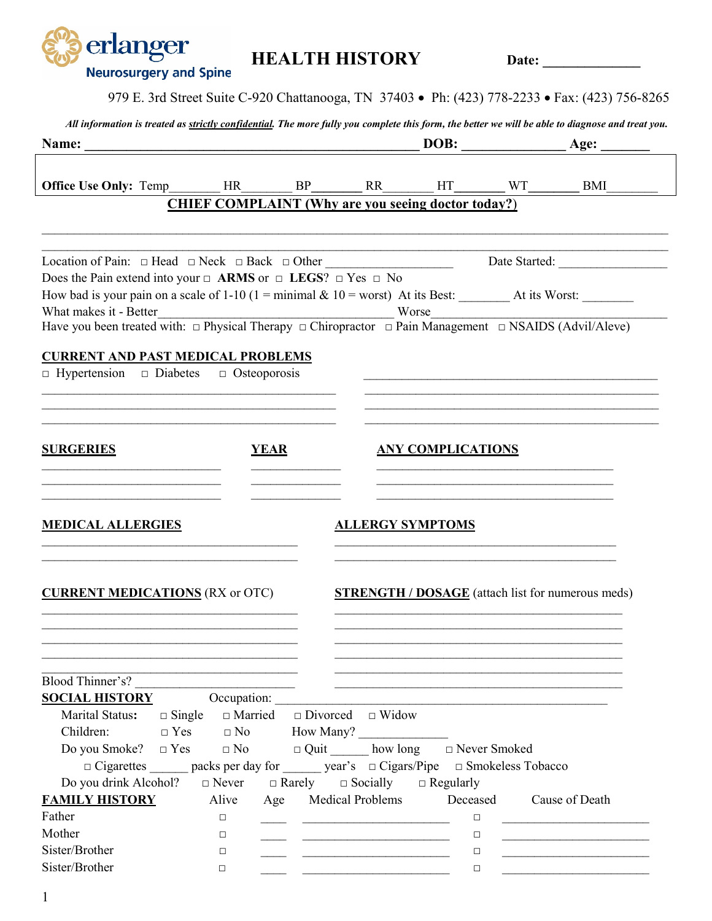erlanger Neurosurgery and Spine

# HEALTH HISTORY

**Date:** ______________

979 E. 3rd Street Suite C-920 Chattanooga, TN 37403 • Ph: (423) 778-2233 • Fax: (423) 756-8265

***All information is treated as strictly confidential. The more fully you complete this form, the better we will be able to diagnose and treat you.***

**Name:** ______________________________________________ **DOB:** ______________ **Age:** _______

**Office Use Only:** Temp_______ HR_______ BP_______ RR_______ HT_______ WT_______ BMI_______

## CHIEF COMPLAINT (Why are you seeing doctor today?)

_______________________________________________________________________________________

_______________________________________________________________________________________

Location of Pain: □ Head □ Neck □ Back □ Other ___________________ Date Started: ________________

Does the Pain extend into your □ **ARMS** or □ **LEGS**? □ Yes □ No

How bad is your pain on a scale of 1-10 (1 = minimal & 10 = worst) At its Best: ________ At its Worst: ________

What makes it - Better_____________________________________ Worse___________________________________

Have you been treated with: □ Physical Therapy □ Chiropractor □ Pain Management □ NSAIDS (Advil/Aleve)

## CURRENT AND PAST MEDICAL PROBLEMS

□ Hypertension □ Diabetes □ Osteoporosis

| | |
|---|---|
| ___________________________ | ___________________________ |
| ___________________________ | ___________________________ |
| ___________________________ | ___________________________ |
| ___________________________ | ___________________________ |

| SURGERIES | YEAR | ANY COMPLICATIONS |
|---|---|---|
| | | |
| | | |
| | | |

| MEDICAL ALLERGIES | ALLERGY SYMPTOMS |
|---|---|
| | |
| | |

| CURRENT MEDICATIONS (RX or OTC) | STRENGTH / DOSAGE (attach list for numerous meds) |
|---|---|
| | |
| | |
| | |
| | |
| Blood Thinner's? ____________________ | |

## SOCIAL HISTORY

Occupation: _________________________________________________

Marital Status: □ Single □ Married □ Divorced □ Widow

Children: □ Yes □ No How Many? _____________

Do you Smoke? □ Yes □ No □ Quit ______ how long □ Never Smoked

□ Cigarettes ______ packs per day for ______ year's □ Cigars/Pipe □ Smokeless Tobacco

Do you drink Alcohol? □ Never □ Rarely □ Socially □ Regularly

## FAMILY HISTORY

| | Alive | Age | Medical Problems | Deceased | Cause of Death |
|---|---|---|---|---|---|
| Father | □ | ____ | ____________________ | □ | ____________________ |
| Mother | □ | ____ | ____________________ | □ | ____________________ |
| Sister/Brother | □ | ____ | ____________________ | □ | ____________________ |
| Sister/Brother | □ | ____ | ____________________ | □ | ____________________ |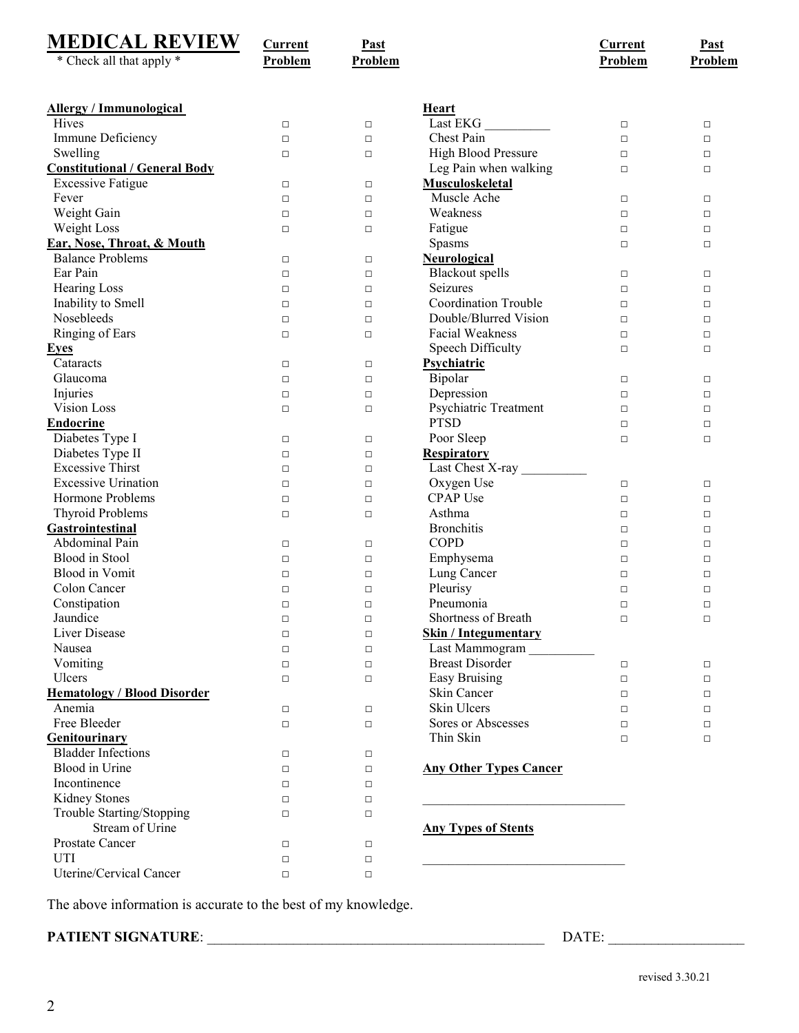# MEDICAL REVIEW

\* Check all that apply \*

| | Current Problem | Past Problem |
|---|---|---|
| **Allergy / Immunological** | | |
| Hives | □ | □ |
| Immune Deficiency | □ | □ |
| Swelling | □ | □ |
| **Constitutional / General Body** | | |
| Excessive Fatigue | □ | □ |
| Fever | □ | □ |
| Weight Gain | □ | □ |
| Weight Loss | □ | □ |
| **Ear, Nose, Throat, & Mouth** | | |
| Balance Problems | □ | □ |
| Ear Pain | □ | □ |
| Hearing Loss | □ | □ |
| Inability to Smell | □ | □ |
| Nosebleeds | □ | □ |
| Ringing of Ears | □ | □ |
| **Eyes** | | |
| Cataracts | □ | □ |
| Glaucoma | □ | □ |
| Injuries | □ | □ |
| Vision Loss | □ | □ |
| **Endocrine** | | |
| Diabetes Type I | □ | □ |
| Diabetes Type II | □ | □ |
| Excessive Thirst | □ | □ |
| Excessive Urination | □ | □ |
| Hormone Problems | □ | □ |
| Thyroid Problems | □ | □ |
| **Gastrointestinal** | | |
| Abdominal Pain | □ | □ |
| Blood in Stool | □ | □ |
| Blood in Vomit | □ | □ |
| Colon Cancer | □ | □ |
| Constipation | □ | □ |
| Jaundice | □ | □ |
| Liver Disease | □ | □ |
| Nausea | □ | □ |
| Vomiting | □ | □ |
| Ulcers | □ | □ |
| **Hematology / Blood Disorder** | | |
| Anemia | □ | □ |
| Free Bleeder | □ | □ |
| **Genitourinary** | | |
| Bladder Infections | □ | □ |
| Blood in Urine | □ | □ |
| Incontinence | □ | □ |
| Kidney Stones | □ | □ |
| Trouble Starting/Stopping Stream of Urine | □ | □ |
| Prostate Cancer | □ | □ |
| UTI | □ | □ |
| Uterine/Cervical Cancer | □ | □ |

| | Current Problem | Past Problem |
|---|---|---|
| **Heart** | | |
| Last EKG __________ | □ | □ |
| Chest Pain | □ | □ |
| High Blood Pressure | □ | □ |
| Leg Pain when walking | □ | □ |
| **Musculoskeletal** | | |
| Muscle Ache | □ | □ |
| Weakness | □ | □ |
| Fatigue | □ | □ |
| Spasms | □ | □ |
| **Neurological** | | |
| Blackout spells | □ | □ |
| Seizures | □ | □ |
| Coordination Trouble | □ | □ |
| Double/Blurred Vision | □ | □ |
| Facial Weakness | □ | □ |
| Speech Difficulty | □ | □ |
| **Psychiatric** | | |
| Bipolar | □ | □ |
| Depression | □ | □ |
| Psychiatric Treatment | □ | □ |
| PTSD | □ | □ |
| Poor Sleep | □ | □ |
| **Respiratory** | | |
| Last Chest X-ray __________ | | |
| Oxygen Use | □ | □ |
| CPAP Use | □ | □ |
| Asthma | □ | □ |
| Bronchitis | □ | □ |
| COPD | □ | □ |
| Emphysema | □ | □ |
| Lung Cancer | □ | □ |
| Pleurisy | □ | □ |
| Pneumonia | □ | □ |
| Shortness of Breath | □ | □ |
| **Skin / Integumentary** | | |
| Last Mammogram __________ | | |
| Breast Disorder | □ | □ |
| Easy Bruising | □ | □ |
| Skin Cancer | □ | □ |
| Skin Ulcers | □ | □ |
| Sores or Abscesses | □ | □ |
| Thin Skin | □ | □ |

**Any Other Types Cancer**

______________________________

**Any Types of Stents**

______________________________

The above information is accurate to the best of my knowledge.

**PATIENT SIGNATURE**: ________________________________________________ DATE: ___________________

revised 3.30.21